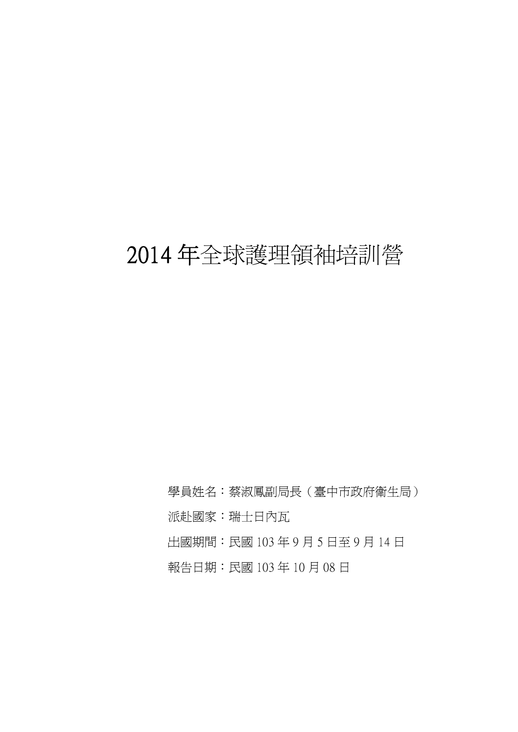# 2014 年全球護理領袖培訓營

學員姓名：蔡淑鳳副局長（臺中市政府衛生局）

派赴國家：瑞士日內瓦

出國期間：民國 103 年 9 月 5 日至 9 月 14 日

報告日期：民國 103 年 10 月 08 日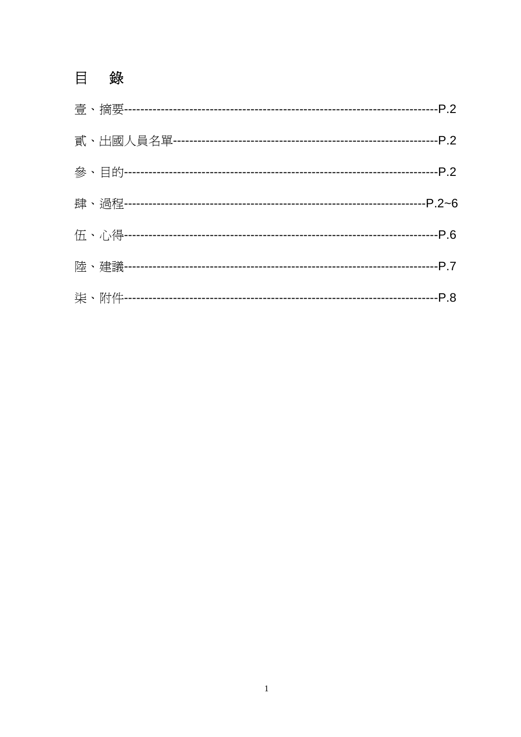# 目　錄

壹、摘要------------------------------------------------------------------------P.2

貳、出國人員名單-------------------------------------------------------------P.2

參、目的------------------------------------------------------------------------P.2

肆、過程---------------------------------------------------------------------P.2~6

伍、心得------------------------------------------------------------------------P.6

陸、建議------------------------------------------------------------------------P.7

柒、附件------------------------------------------------------------------------P.8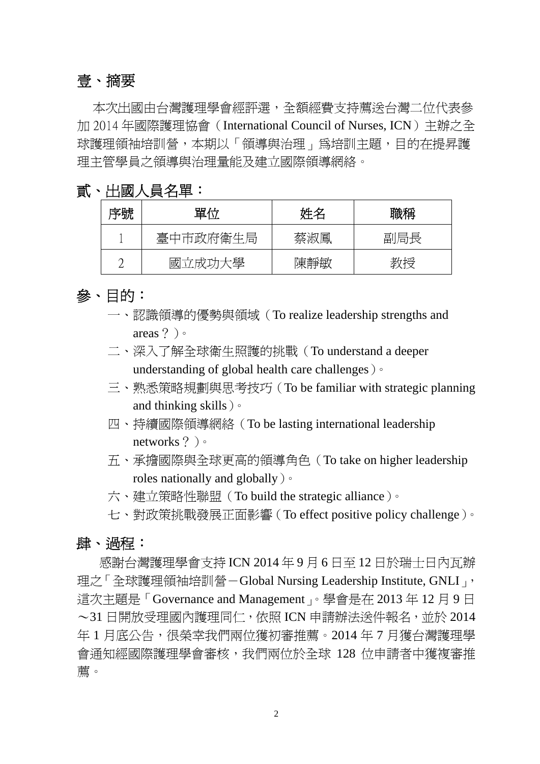## 壹、摘要

本次出國由台灣護理學會經評選，全額經費支持薦送台灣二位代表參加 2014 年國際護理協會（International Council of Nurses, ICN）主辦之全球護理領袖培訓營，本期以「領導與治理」為培訓主題，目的在提昇護理主管學員之領導與治理量能及建立國際領導網絡。

## 貳、出國人員名單：

| 序號 | 單位 | 姓名 | 職稱 |
|---|---|---|---|
| 1 | 臺中市政府衛生局 | 蔡淑鳳 | 副局長 |
| 2 | 國立成功大學 | 陳靜敏 | 教授 |

## 參、目的：

一、認識領導的優勢與領域（To realize leadership strengths and areas？）。

二、深入了解全球衛生照護的挑戰（To understand a deeper understanding of global health care challenges）。

三、熟悉策略規劃與思考技巧（To be familiar with strategic planning and thinking skills）。

四、持續國際領導網絡（To be lasting international leadership networks？）。

五、承擔國際與全球更高的領導角色（To take on higher leadership roles nationally and globally）。

六、建立策略性聯盟（To build the strategic alliance）。

七、對政策挑戰發展正面影響（To effect positive policy challenge）。

## 肆、過程：

感謝台灣護理學會支持 ICN 2014 年 9 月 6 日至 12 日於瑞士日內瓦辦理之「全球護理領袖培訓營－Global Nursing Leadership Institute, GNLI」，這次主題是「Governance and Management」。學會是在 2013 年 12 月 9 日～31 日開放受理國內護理同仁，依照 ICN 申請辦法送件報名，並於 2014 年 1 月底公告，很榮幸我們兩位獲初審推薦。2014 年 7 月獲台灣護理學會通知經國際護理學會審核，我們兩位於全球 128 位申請者中獲複審推薦。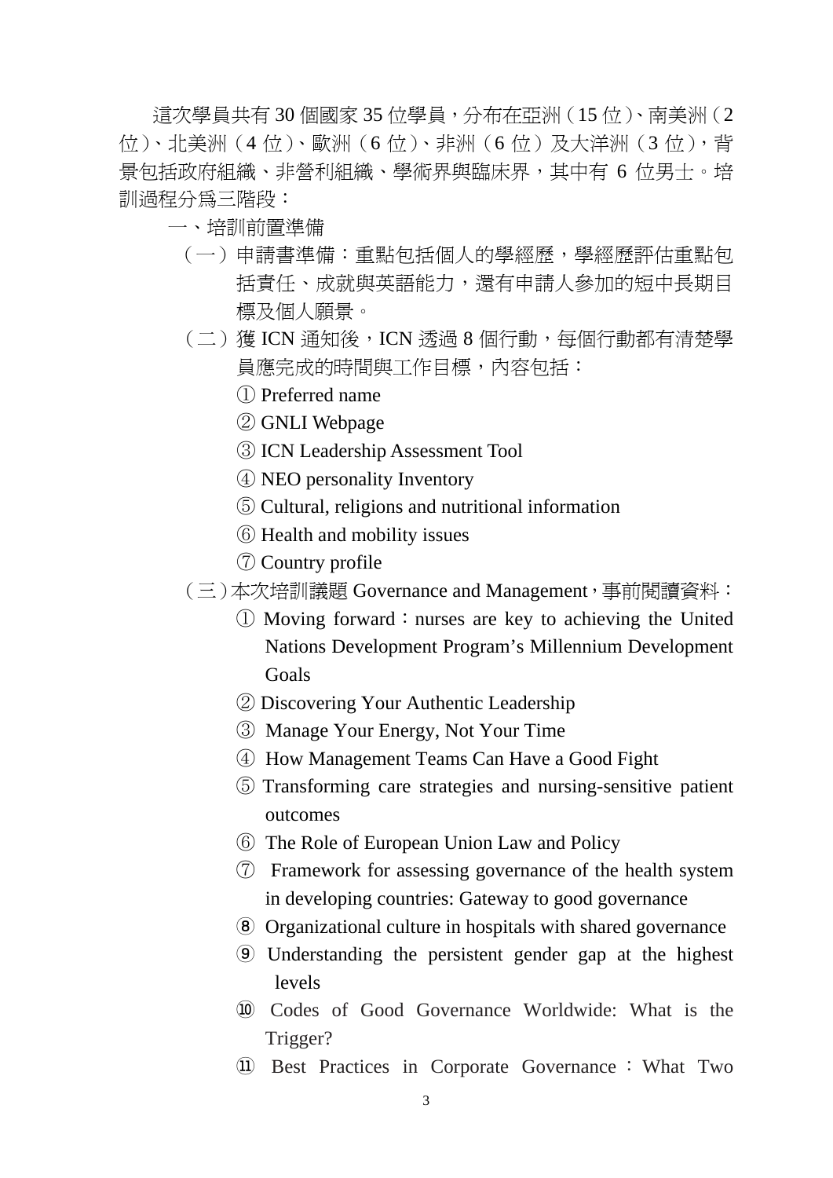這次學員共有 30 個國家 35 位學員，分布在亞洲（15 位）、南美洲（2 位）、北美洲（4 位）、歐洲（6 位）、非洲（6 位）及大洋洲（3 位），背景包括政府組織、非營利組織、學術界與臨床界，其中有 6 位男士。培訓過程分為三階段：

一、培訓前置準備

（一）申請書準備：重點包括個人的學經歷，學經歷評估重點包括責任、成就與英語能力，還有申請人參加的短中長期目標及個人願景。

（二）獲 ICN 通知後，ICN 透過 8 個行動，每個行動都有清楚學員應完成的時間與工作目標，內容包括：

① Preferred name

② GNLI Webpage

③ ICN Leadership Assessment Tool

④ NEO personality Inventory

⑤ Cultural, religions and nutritional information

⑥ Health and mobility issues

⑦ Country profile

（三）本次培訓議題 Governance and Management，事前閱讀資料：

① Moving forward：nurses are key to achieving the United Nations Development Program's Millennium Development Goals

② Discovering Your Authentic Leadership

③ Manage Your Energy, Not Your Time

④ How Management Teams Can Have a Good Fight

⑤ Transforming care strategies and nursing-sensitive patient outcomes

⑥ The Role of European Union Law and Policy

⑦ Framework for assessing governance of the health system in developing countries: Gateway to good governance

⑧ Organizational culture in hospitals with shared governance

⑨ Understanding the persistent gender gap at the highest levels

⑩ Codes of Good Governance Worldwide: What is the Trigger?

⑪ Best Practices in Corporate Governance：What Two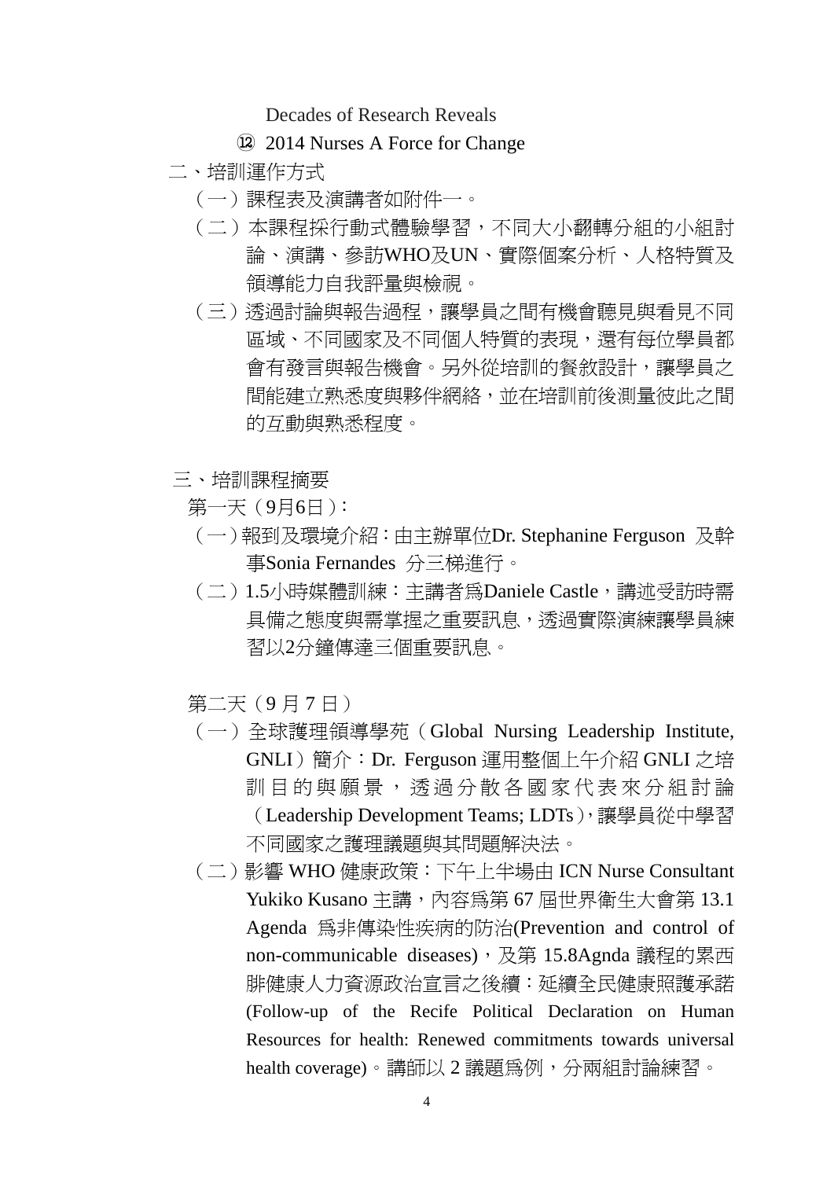Decades of Research Reveals

⑫ 2014 Nurses A Force for Change

二、培訓運作方式

（一）課程表及演講者如附件一。

（二）本課程採行動式體驗學習，不同大小翻轉分組的小組討論、演講、參訪WHO及UN、實際個案分析、人格特質及領導能力自我評量與檢視。

（三）透過討論與報告過程，讓學員之間有機會聽見與看見不同區域、不同國家及不同個人特質的表現，還有每位學員都會有發言與報告機會。另外從培訓的餐敘設計，讓學員之間能建立熟悉度與夥伴網絡，並在培訓前後測量彼此之間的互動與熟悉程度。

三、培訓課程摘要

第一天（9月6日）：

（一）報到及環境介紹：由主辦單位Dr. Stephanine Ferguson 及幹事Sonia Fernandes 分三梯進行。

（二）1.5小時媒體訓練：主講者為Daniele Castle，講述受訪時需具備之態度與需掌握之重要訊息，透過實際演練讓學員練習以2分鐘傳達三個重要訊息。

第二天（9 月 7 日）

（一）全球護理領導學苑（Global Nursing Leadership Institute, GNLI）簡介：Dr. Ferguson 運用整個上午介紹 GNLI 之培訓目的與願景，透過分散各國家代表來分組討論（Leadership Development Teams; LDTs），讓學員從中學習不同國家之護理議題與其問題解決法。

（二）影響 WHO 健康政策：下午上半場由 ICN Nurse Consultant Yukiko Kusano 主講，內容為第 67 屆世界衛生大會第 13.1 Agenda 為非傳染性疾病的防治(Prevention and control of non-communicable diseases)，及第 15.8Agnda 議程的累西腓健康人力資源政治宣言之後續：延續全民健康照護承諾(Follow-up of the Recife Political Declaration on Human Resources for health: Renewed commitments towards universal health coverage)。講師以 2 議題為例，分兩組討論練習。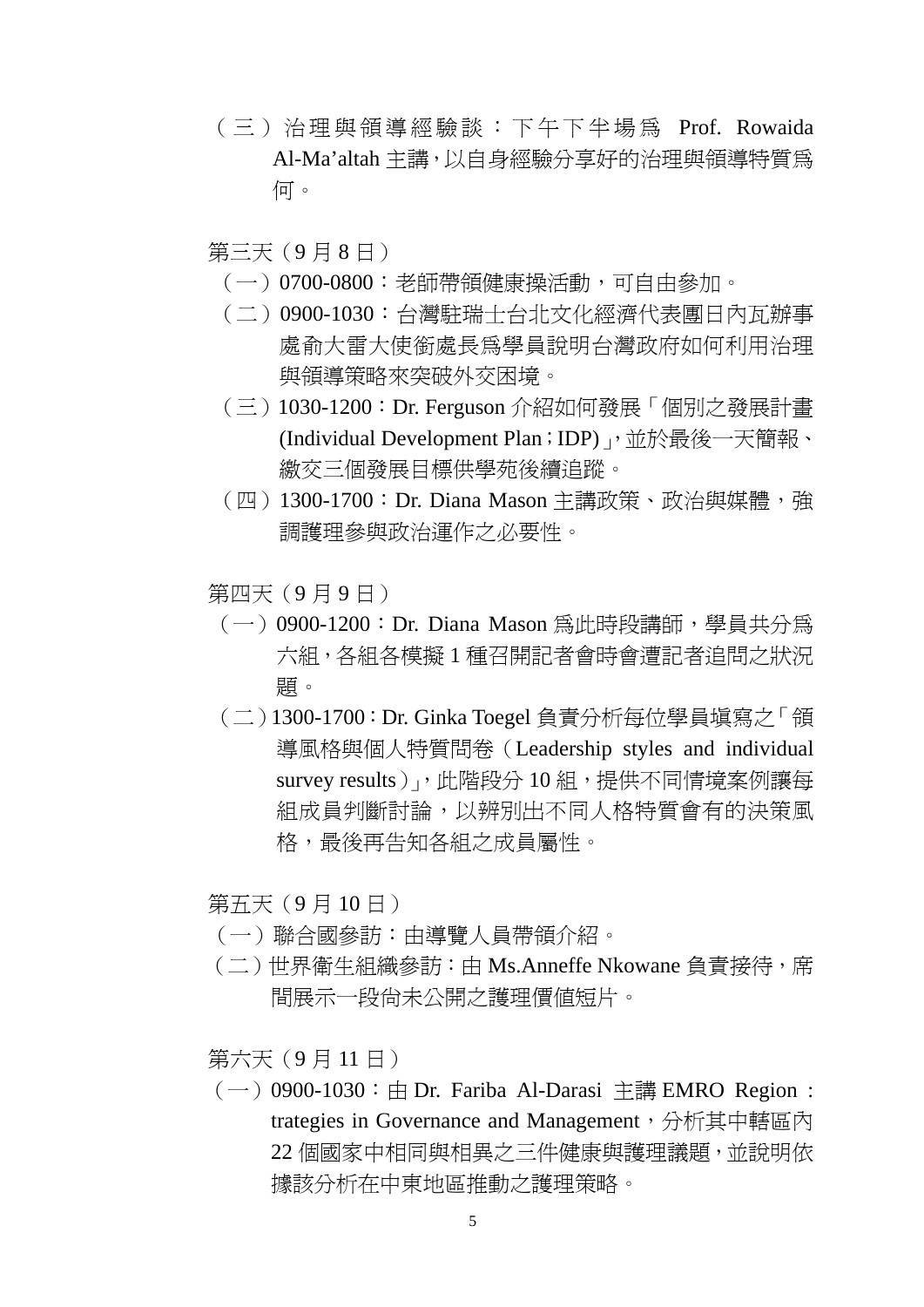（三）治理與領導經驗談：下午下半場爲 Prof. Rowaida Al-Ma'altah 主講，以自身經驗分享好的治理與領導特質爲何。

第三天（9 月 8 日）

（一）0700-0800：老師帶領健康操活動，可自由參加。

（二）0900-1030：台灣駐瑞士台北文化經濟代表團日內瓦辦事處俞大雷大使銜處長爲學員說明台灣政府如何利用治理與領導策略來突破外交困境。

（三）1030-1200：Dr. Ferguson 介紹如何發展「個別之發展計畫 (Individual Development Plan；IDP)」，並於最後一天簡報、繳交三個發展目標供學苑後續追蹤。

（四）1300-1700：Dr. Diana Mason 主講政策、政治與媒體，強調護理參與政治運作之必要性。

第四天（9 月 9 日）

（一）0900-1200：Dr. Diana Mason 爲此時段講師，學員共分爲六組，各組各模擬 1 種召開記者會時會遭記者追問之狀況題。

（二）1300-1700：Dr. Ginka Toegel 負責分析每位學員塡寫之「領導風格與個人特質問卷（Leadership styles and individual survey results）」，此階段分 10 組，提供不同情境案例讓每組成員判斷討論，以辨別出不同人格特質會有的決策風格，最後再告知各組之成員屬性。

第五天（9 月 10 日）

（一）聯合國參訪：由導覽人員帶領介紹。

（二）世界衛生組織參訪：由 Ms.Anneffe Nkowane 負責接待，席間展示一段尚未公開之護理價值短片。

第六天（9 月 11 日）

（一）0900-1030：由 Dr. Fariba Al-Darasi 主講 EMRO Region : trategies in Governance and Management，分析其中轄區內 22 個國家中相同與相異之三件健康與護理議題，並說明依據該分析在中東地區推動之護理策略。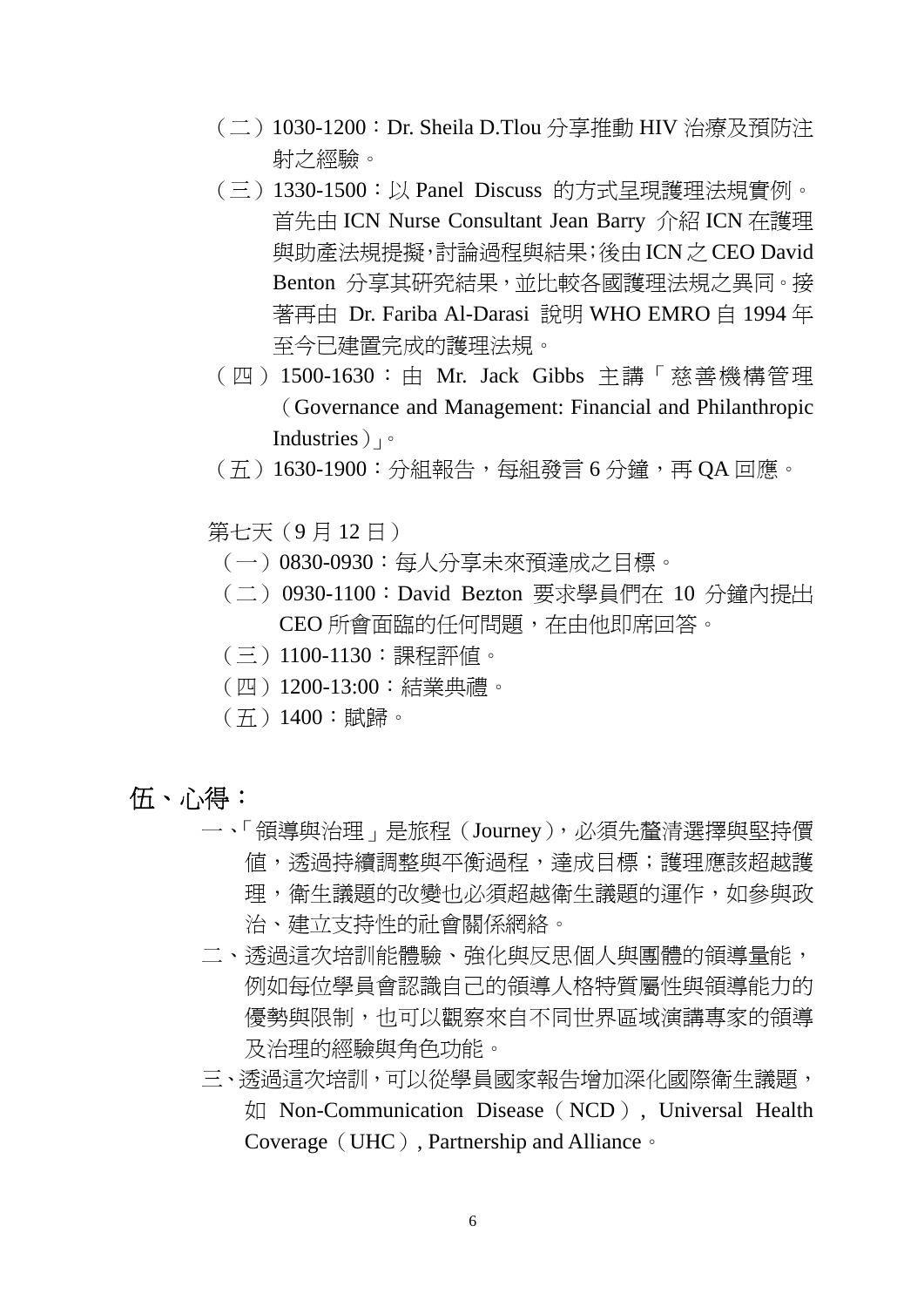（二）1030-1200：Dr. Sheila D.Tlou 分享推動 HIV 治療及預防注射之經驗。

（三）1330-1500：以 Panel Discuss 的方式呈現護理法規實例。首先由 ICN Nurse Consultant Jean Barry 介紹 ICN 在護理與助產法規提擬，討論過程與結果；後由 ICN 之 CEO David Benton 分享其研究結果，並比較各國護理法規之異同。接著再由 Dr. Fariba Al-Darasi 說明 WHO EMRO 自 1994 年至今已建置完成的護理法規。

（四）1500-1630：由 Mr. Jack Gibbs 主講「慈善機構管理（Governance and Management: Financial and Philanthropic Industries）」。

（五）1630-1900：分組報告，每組發言 6 分鐘，再 QA 回應。

第七天（9 月 12 日）

（一）0830-0930：每人分享未來預達成之目標。

（二）0930-1100：David Bezton 要求學員們在 10 分鐘內提出 CEO 所會面臨的任何問題，在由他即席回答。

（三）1100-1130：課程評值。

（四）1200-13:00：結業典禮。

（五）1400：賦歸。

# 伍、心得：

一、「領導與治理」是旅程（Journey），必須先釐清選擇與堅持價值，透過持續調整與平衡過程，達成目標；護理應該超越護理，衛生議題的改變也必須超越衛生議題的運作，如參與政治、建立支持性的社會關係網絡。

二、透過這次培訓能體驗、強化與反思個人與團體的領導量能，例如每位學員會認識自己的領導人格特質屬性與領導能力的優勢與限制，也可以觀察來自不同世界區域演講專家的領導及治理的經驗與角色功能。

三、透過這次培訓，可以從學員國家報告增加深化國際衛生議題，如 Non-Communication Disease（NCD）, Universal Health Coverage（UHC）, Partnership and Alliance。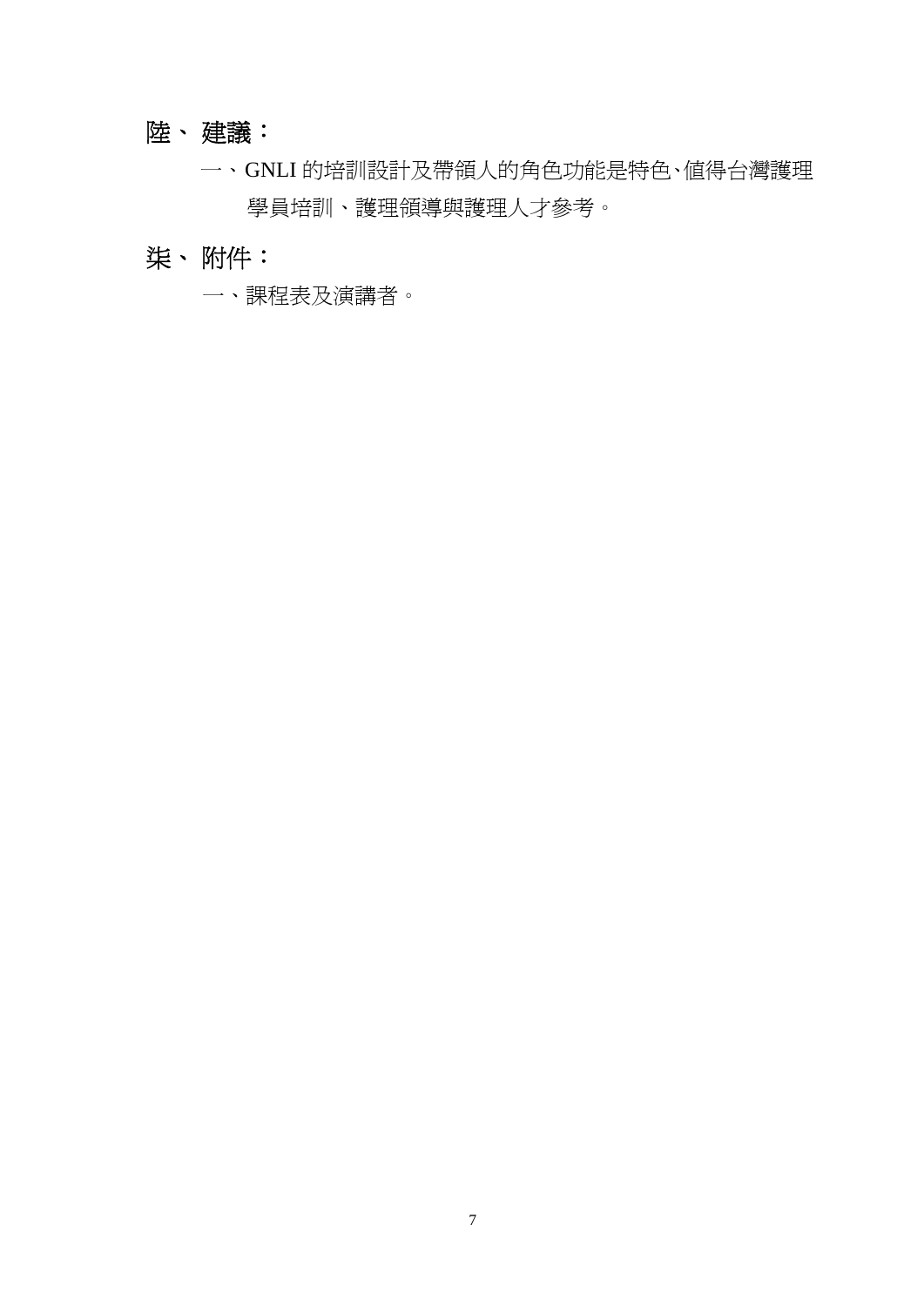## 陸、 建議：

一、GNLI 的培訓設計及帶領人的角色功能是特色、值得台灣護理學員培訓、護理領導與護理人才參考。

## 柒、 附件：

一、課程表及演講者。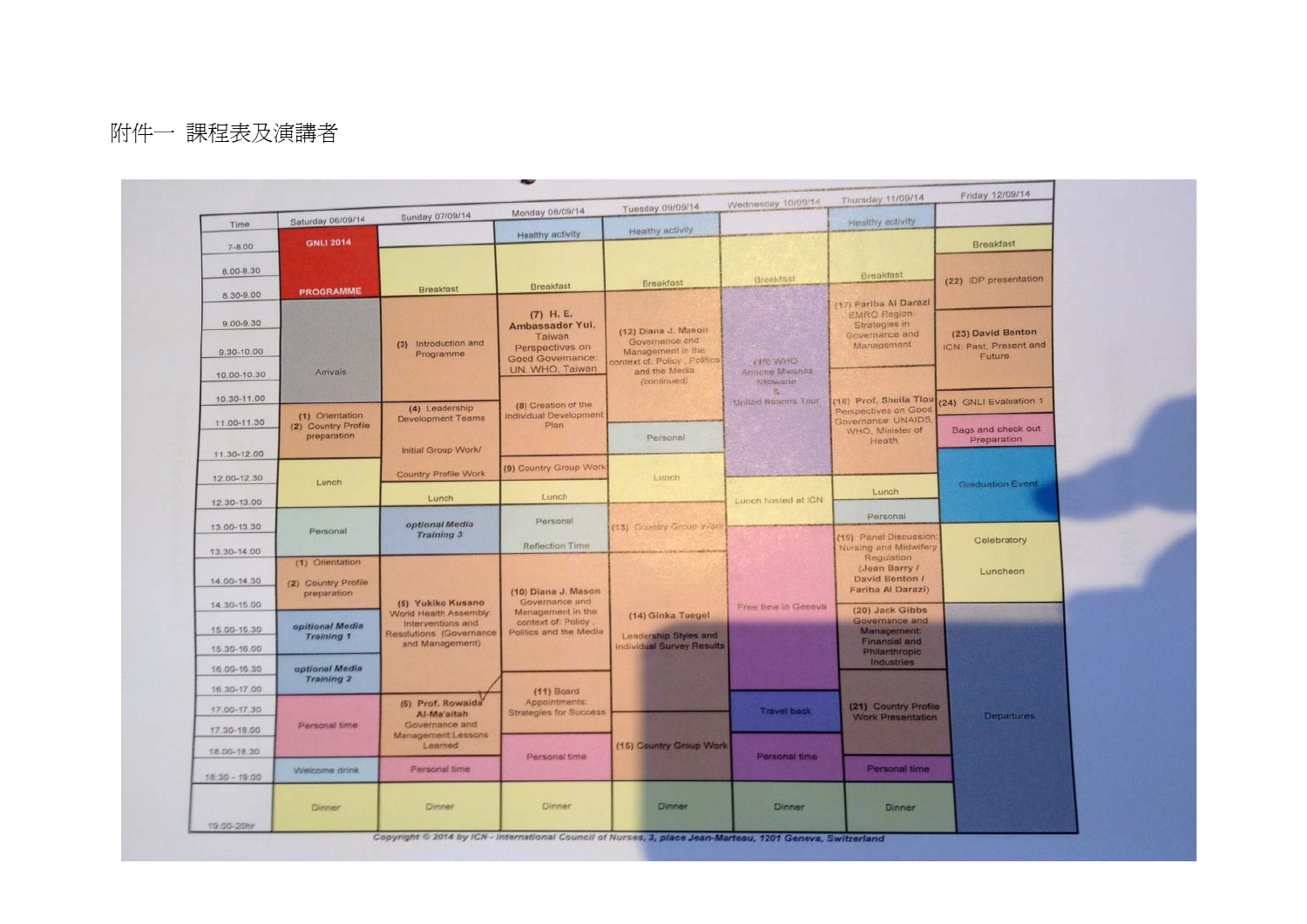附件一 課程表及演講者

| Time | Saturday 06/09/14 | Sunday 07/09/14 | Monday 08/09/14 | Tuesday 09/09/14 | Wednesday 10/09/14 | Thursday 11/09/14 | Friday 12/09/14 |
|---|---|---|---|---|---|---|---|
| 7-8.00 | GNLI 2014 PROGRAMME | | Healthy activity | Healthy activity | | Healthy activity | Breakfast |
| 8.00-8.30 | | Breakfast | Breakfast | Breakfast | Breakfast | Breakfast | (22) IDP presentation |
| 8.30-9.00 | | | | | (16) WHO Annette Mwansa Nkowane & United Nations Tour | | |
| 9.00-9.30 | Arrivals | (3) Introduction and Programme | (7) H. E. Ambassador Yui, Taiwan Perspectives on Good Governance: UN, WHO, Taiwan | (12) Diana J. Mason Governance and Management in the context of: Policy, Politics and the Media (continued) | | (17) Fariba Al Darazi EMRO Region: Strategies in Governance and Management | (23) David Benton ICN: Past, Present and Future |
| 9.30-10.00 | | | | | | | |
| 10.00-10.30 | | | | | | | |
| 10.30-11.00 | (1) Orientation (2) Country Profile preparation | (4) Leadership Development Teams | (8) Creation of the Individual Development Plan | | | (18) Prof. Sheila Tlou Perspectives on Good Governance: UNAIDS, WHO, Minister of Health | (24) GNLI Evaluation 1 |
| 11.00-11.30 | | | | Personal | | | Bags and check out Preparation |
| 11.30-12.00 | | Initial Group Work/ Country Profile Work | | | | | Graduation Event |
| 12.00-12.30 | Lunch | | (9) Country Group Work | Lunch | Lunch hosted at ICN | Lunch | |
| 12.30-13.00 | | Lunch | Lunch | | | Personal | |
| 13.00-13.30 | Personal | optional Media Training 3 | Personal | (13) Country Group Work | Free time in Geneva | (19) Panel Discussion: Nursing and Midwifery Regulation (Jean Barry / David Benton / Fariba Al Darazi) | Celebratory Luncheon |
| 13.30-14.00 | (1) Orientation | | Reflection Time | | | | |
| 14.00-14.30 | (2) Country Profile preparation | (5) Yukiko Kusano World Health Assembly: Interventions and Resolutions (Governance and Management) | (10) Diana J. Mason Governance and Management in the context of: Policy, Politics and the Media | (14) Ginka Toegel Leadership Styles and Individual Survey Results | | | |
| 14.30-15.00 | | | | | | (20) Jack Gibbs Governance and Management: Financial and Philanthropic Industries | Departures |
| 15.00-15.30 | optional Media Training 1 | | | | | | |
| 15.30-16.00 | | | | | | | |
| 16.00-16.30 | optional Media Training 2 | | | | | | |
| 16.30-17.00 | | | (11) Board Appointments: Strategies for Success | | | (21) Country Profile Work Presentation | |
| 17.00-17.30 | Personal time | (6) Prof. Rowaida Al-Ma'aitah Governance and Management Lessons Learned | | (15) Country Group Work | Travel back | | |
| 17.30-18.00 | | | | | | | |
| 18.00-18.30 | | | Personal time | | Personal time | | |
| 18:30 - 19:00 | Welcome drink | Personal time | | | | Personal time | |
| 19:00-20hr | Dinner | Dinner | Dinner | Dinner | Dinner | Dinner | |

Copyright © 2014 by ICN - International Council of Nurses, 3, place Jean-Marteau, 1201 Geneva, Switzerland